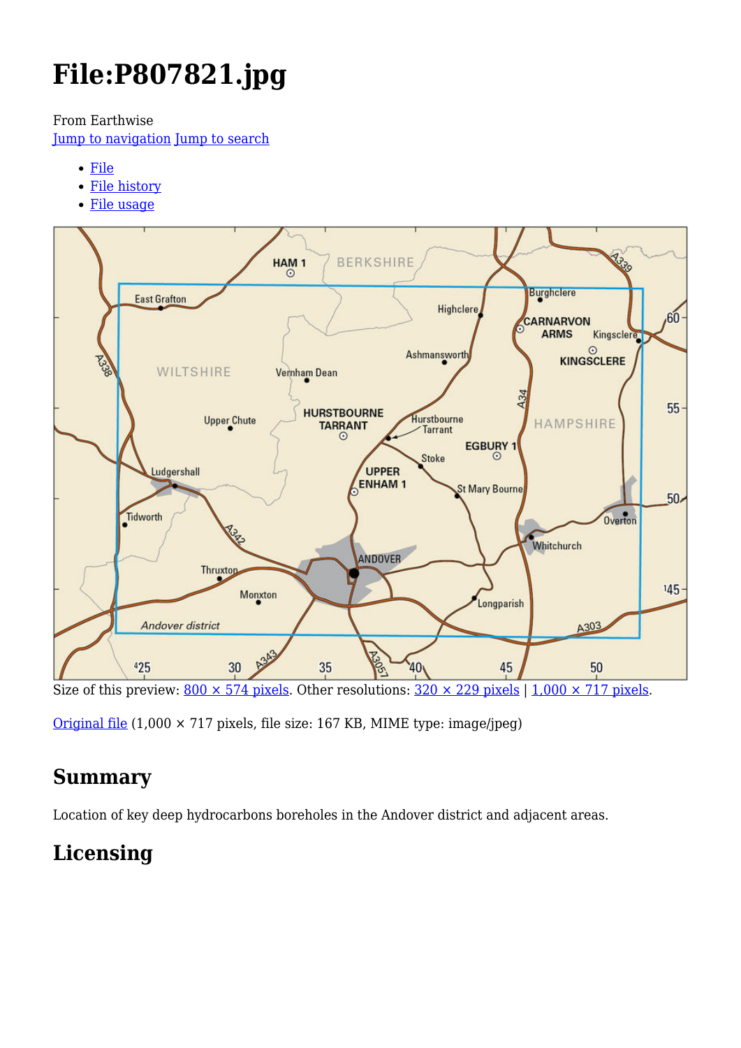# File:P807821.jpg

From Earthwise
Jump to navigation Jump to search

- File
- File history
- File usage

Size of this preview: 800 × 574 pixels. Other resolutions: 320 × 229 pixels | 1,000 × 717 pixels.

Original file (1,000 × 717 pixels, file size: 167 KB, MIME type: image/jpeg)

## Summary

Location of key deep hydrocarbons boreholes in the Andover district and adjacent areas.

## Licensing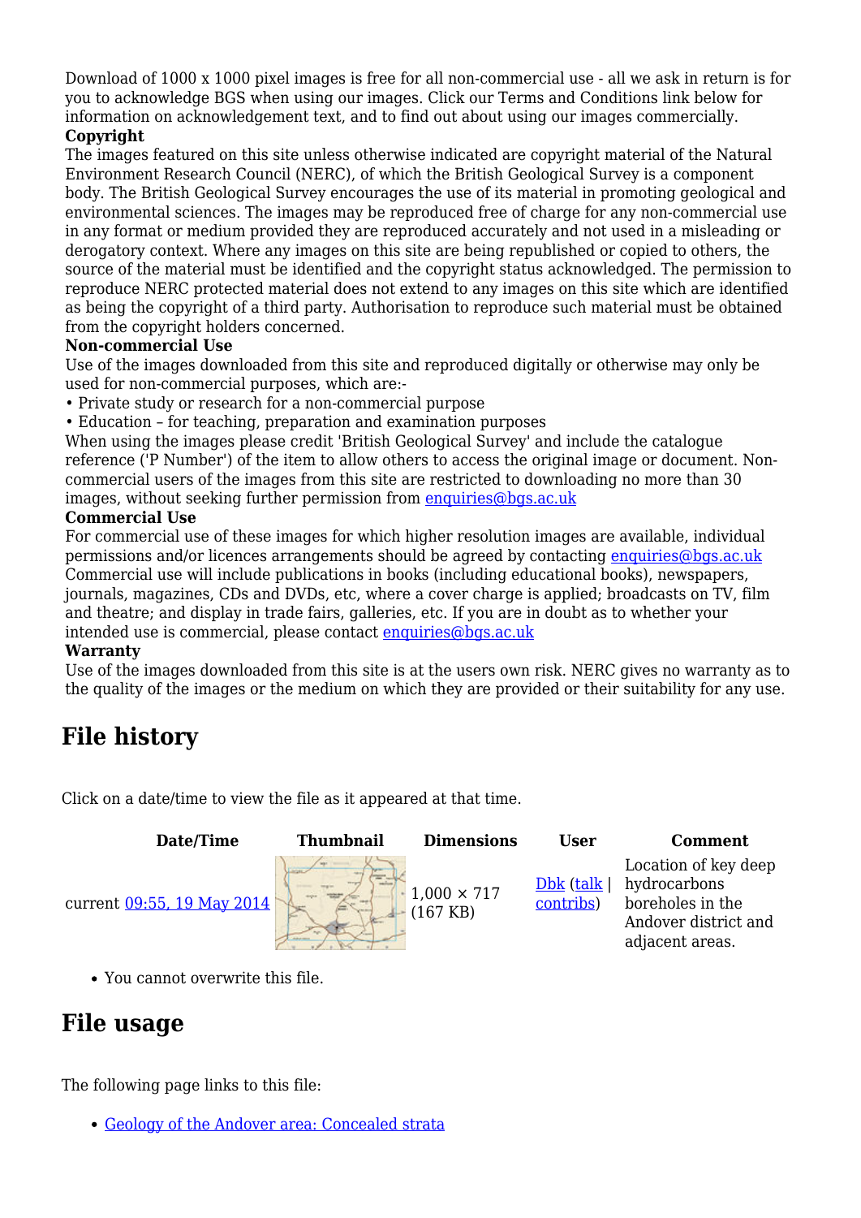Download of 1000 x 1000 pixel images is free for all non-commercial use - all we ask in return is for you to acknowledge BGS when using our images. Click our Terms and Conditions link below for information on acknowledgement text, and to find out about using our images commercially.

**Copyright**

The images featured on this site unless otherwise indicated are copyright material of the Natural Environment Research Council (NERC), of which the British Geological Survey is a component body. The British Geological Survey encourages the use of its material in promoting geological and environmental sciences. The images may be reproduced free of charge for any non-commercial use in any format or medium provided they are reproduced accurately and not used in a misleading or derogatory context. Where any images on this site are being republished or copied to others, the source of the material must be identified and the copyright status acknowledged. The permission to reproduce NERC protected material does not extend to any images on this site which are identified as being the copyright of a third party. Authorisation to reproduce such material must be obtained from the copyright holders concerned.

**Non-commercial Use**

Use of the images downloaded from this site and reproduced digitally or otherwise may only be used for non-commercial purposes, which are:-

- Private study or research for a non-commercial purpose
- Education – for teaching, preparation and examination purposes

When using the images please credit 'British Geological Survey' and include the catalogue reference ('P Number') of the item to allow others to access the original image or document. Non-commercial users of the images from this site are restricted to downloading no more than 30 images, without seeking further permission from enquiries@bgs.ac.uk

**Commercial Use**

For commercial use of these images for which higher resolution images are available, individual permissions and/or licences arrangements should be agreed by contacting enquiries@bgs.ac.uk Commercial use will include publications in books (including educational books), newspapers, journals, magazines, CDs and DVDs, etc, where a cover charge is applied; broadcasts on TV, film and theatre; and display in trade fairs, galleries, etc. If you are in doubt as to whether your intended use is commercial, please contact enquiries@bgs.ac.uk

**Warranty**

Use of the images downloaded from this site is at the users own risk. NERC gives no warranty as to the quality of the images or the medium on which they are provided or their suitability for any use.

## File history

Click on a date/time to view the file as it appeared at that time.

| | Date/Time | Thumbnail | Dimensions | User | Comment |
|---|---|---|---|---|---|
| current | 09:55, 19 May 2014 | | 1,000 × 717 (167 KB) | Dbk (talk \| contribs) | Location of key deep hydrocarbons boreholes in the Andover district and adjacent areas. |

- You cannot overwrite this file.

## File usage

The following page links to this file:

- Geology of the Andover area: Concealed strata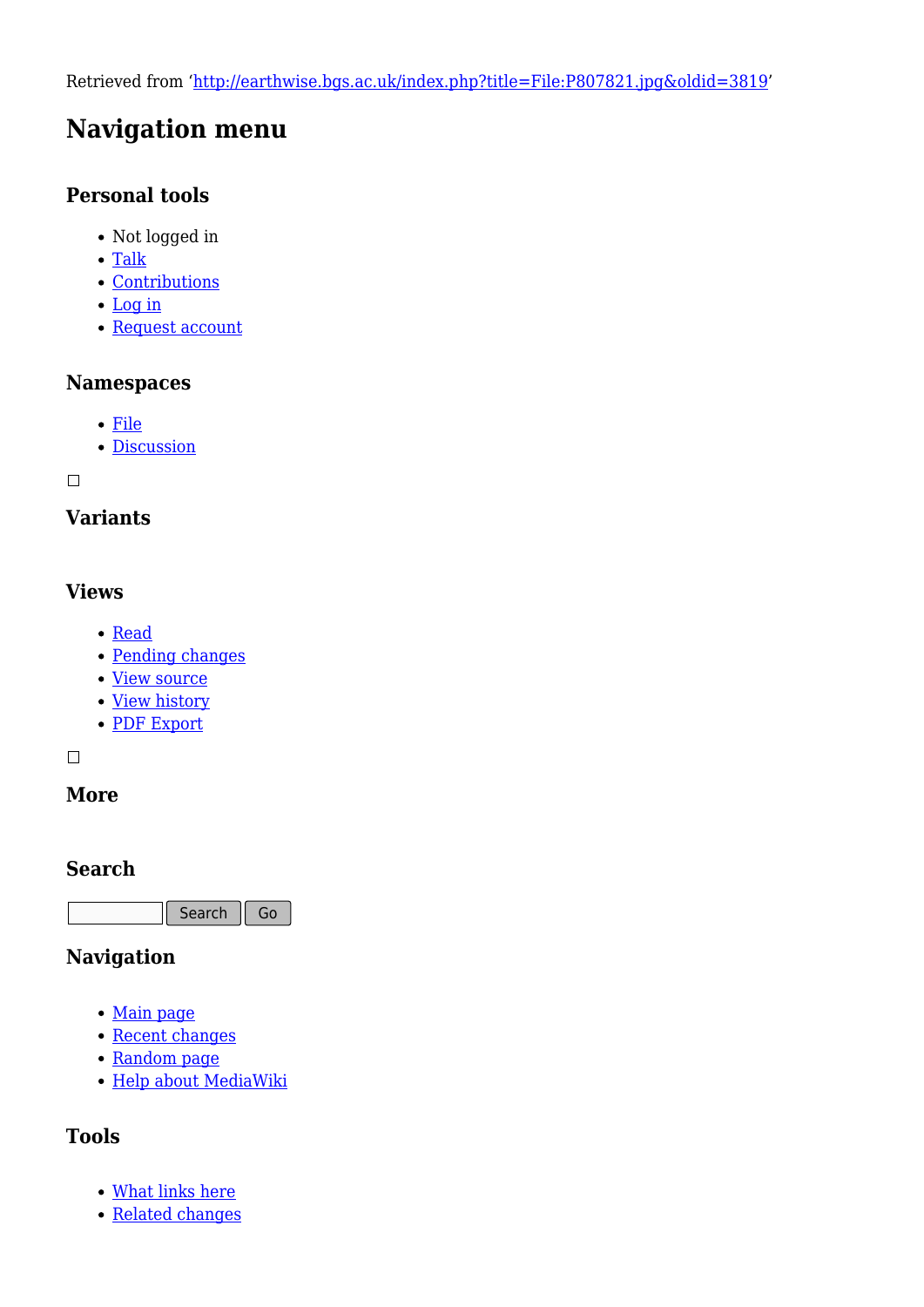Retrieved from 'http://earthwise.bgs.ac.uk/index.php?title=File:P807821.jpg&oldid=3819'

# Navigation menu

## Personal tools

- Not logged in
- Talk
- Contributions
- Log in
- Request account

## Namespaces

- File
- Discussion

## Variants

## Views

- Read
- Pending changes
- View source
- View history
- PDF Export

## More

## Search

Search Go

## Navigation

- Main page
- Recent changes
- Random page
- Help about MediaWiki

## Tools

- What links here
- Related changes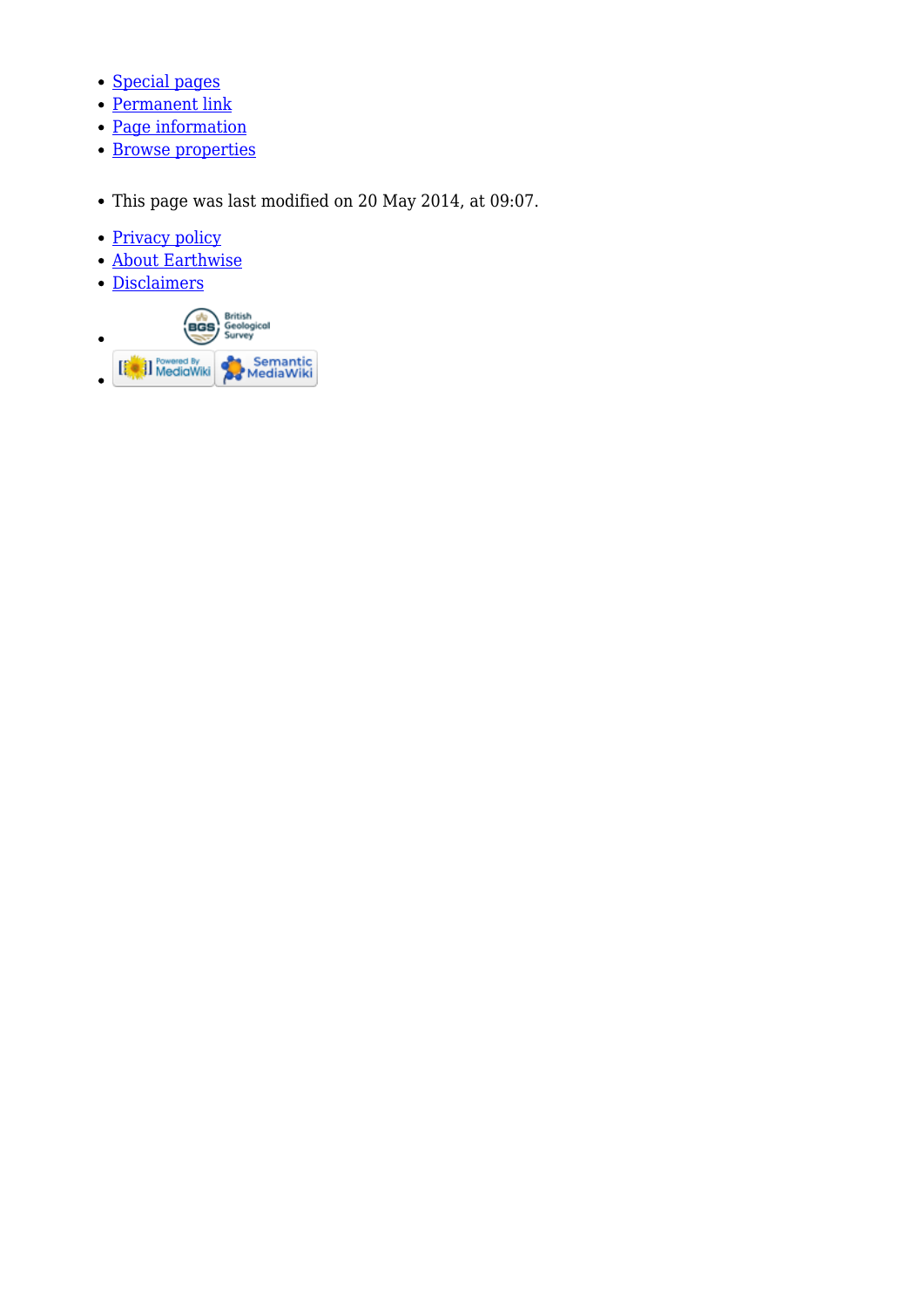- Special pages
- Permanent link
- Page information
- Browse properties

- This page was last modified on 20 May 2014, at 09:07.

- Privacy policy
- About Earthwise
- Disclaimers